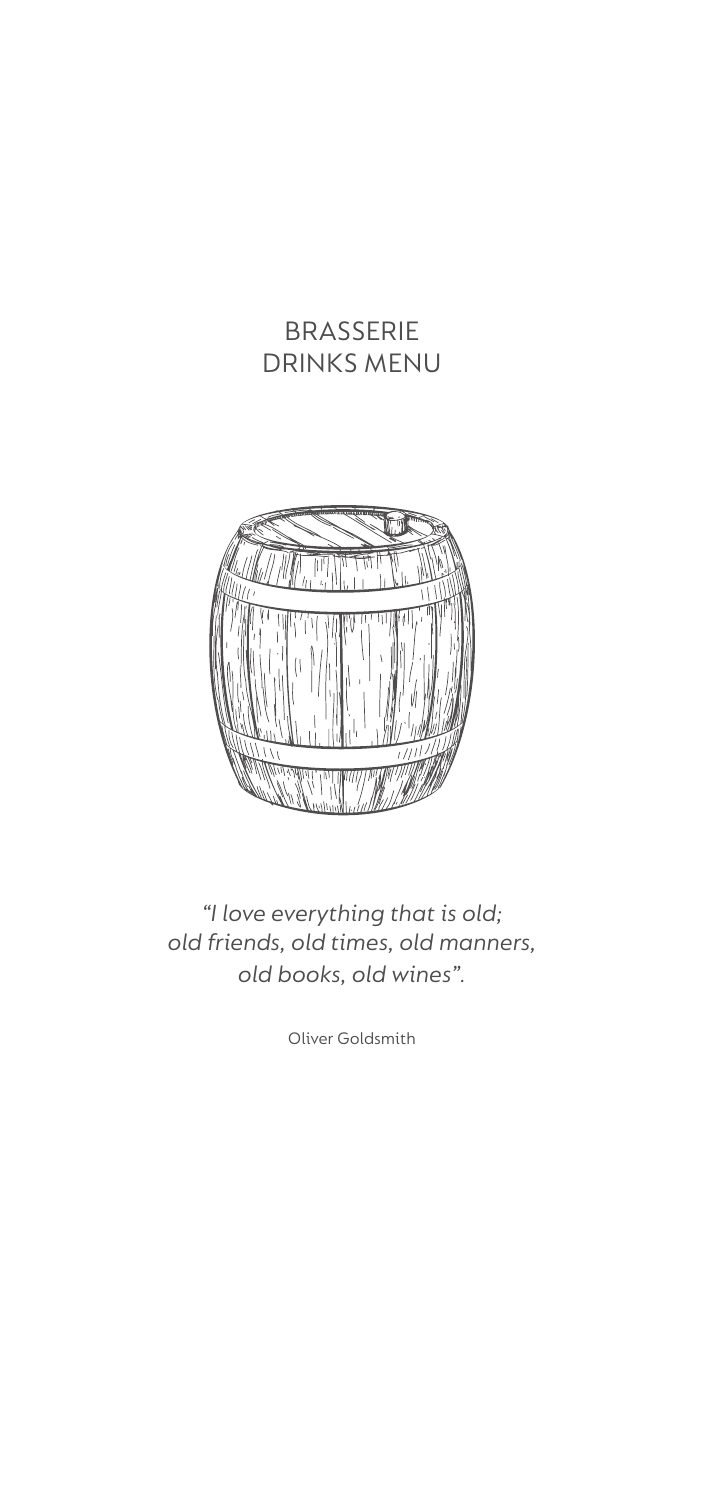# BRASSERIE
# DRINKS MENU

*"I love everything that is old;*
*old friends, old times, old manners,*
*old books, old wines".*

Oliver Goldsmith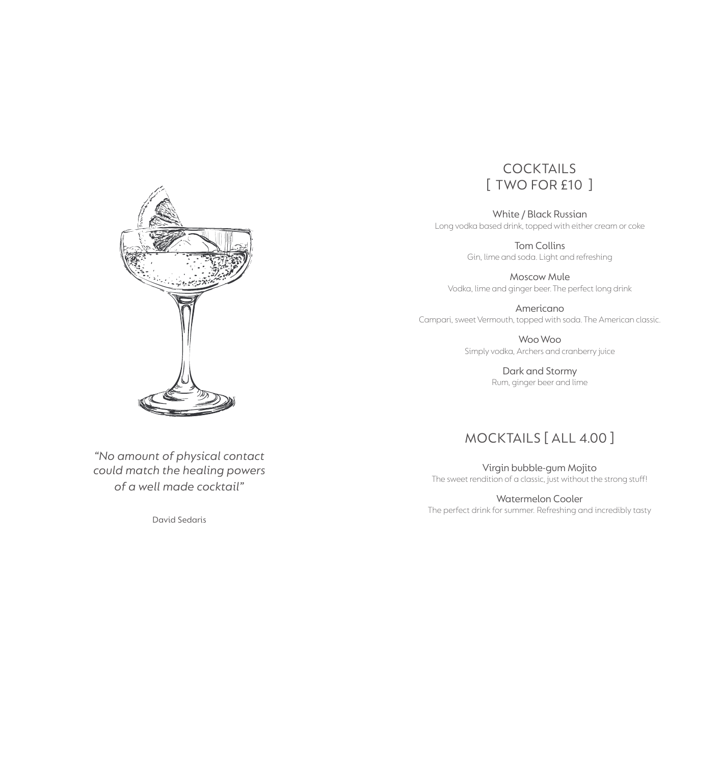*"No amount of physical contact could match the healing powers of a well made cocktail"*

David Sedaris

## COCKTAILS [ TWO FOR £10 ]

White / Black Russian
Long vodka based drink, topped with either cream or coke

Tom Collins
Gin, lime and soda. Light and refreshing

Moscow Mule
Vodka, lime and ginger beer. The perfect long drink

Americano
Campari, sweet Vermouth, topped with soda. The American classic.

Woo Woo
Simply vodka, Archers and cranberry juice

Dark and Stormy
Rum, ginger beer and lime

## MOCKTAILS [ ALL 4.00 ]

Virgin bubble-gum Mojito
The sweet rendition of a classic, just without the strong stuff!

Watermelon Cooler
The perfect drink for summer. Refreshing and incredibly tasty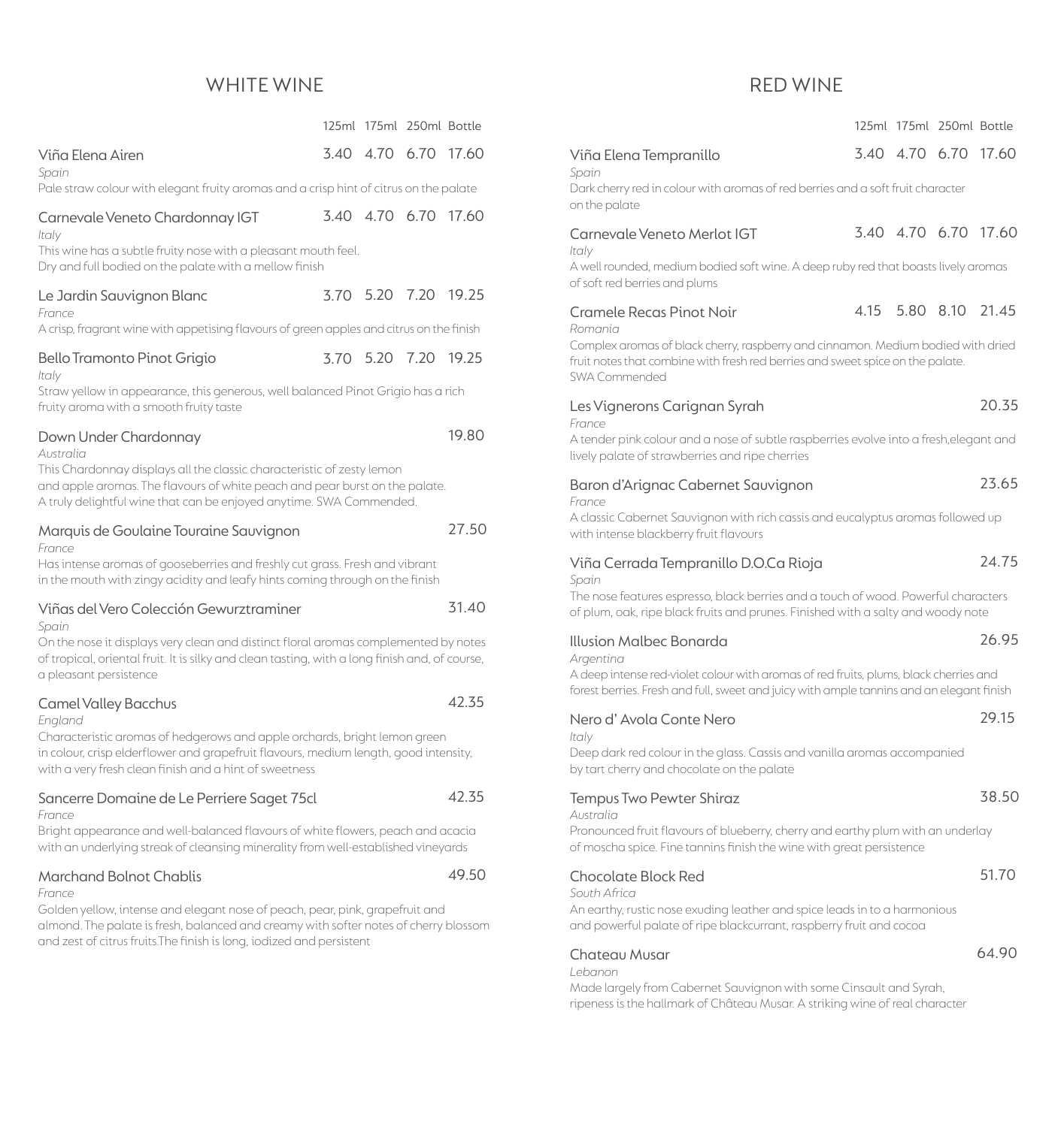## WHITE WINE

| | 125ml | 175ml | 250ml | Bottle |
|---|---|---|---|---|
| Viña Elena Airen | 3.40 | 4.70 | 6.70 | 17.60 |
| Carnevale Veneto Chardonnay IGT | 3.40 | 4.70 | 6.70 | 17.60 |
| Le Jardin Sauvignon Blanc | 3.70 | 5.20 | 7.20 | 19.25 |
| Bello Tramonto Pinot Grigio | 3.70 | 5.20 | 7.20 | 19.25 |
| Down Under Chardonnay | | | | 19.80 |
| Marquis de Goulaine Touraine Sauvignon | | | | 27.50 |
| Viñas del Vero Colección Gewurztraminer | | | | 31.40 |
| Camel Valley Bacchus | | | | 42.35 |
| Sancerre Domaine de Le Perriere Saget 75cl | | | | 42.35 |
| Marchand Bolnot Chablis | | | | 49.50 |

**Viña Elena Airen** — 3.40 / 4.70 / 6.70 / 17.60
*Spain*
Pale straw colour with elegant fruity aromas and a crisp hint of citrus on the palate

**Carnevale Veneto Chardonnay IGT** — 3.40 / 4.70 / 6.70 / 17.60
*Italy*
This wine has a subtle fruity nose with a pleasant mouth feel. Dry and full bodied on the palate with a mellow finish

**Le Jardin Sauvignon Blanc** — 3.70 / 5.20 / 7.20 / 19.25
*France*
A crisp, fragrant wine with appetising flavours of green apples and citrus on the finish

**Bello Tramonto Pinot Grigio** — 3.70 / 5.20 / 7.20 / 19.25
*Italy*
Straw yellow in appearance, this generous, well balanced Pinot Grigio has a rich fruity aroma with a smooth fruity taste

**Down Under Chardonnay** — 19.80
*Australia*
This Chardonnay displays all the classic characteristic of zesty lemon and apple aromas. The flavours of white peach and pear burst on the palate. A truly delightful wine that can be enjoyed anytime. SWA Commended.

**Marquis de Goulaine Touraine Sauvignon** — 27.50
*France*
Has intense aromas of gooseberries and freshly cut grass. Fresh and vibrant in the mouth with zingy acidity and leafy hints coming through on the finish

**Viñas del Vero Colección Gewurztraminer** — 31.40
*Spain*
On the nose it displays very clean and distinct floral aromas complemented by notes of tropical, oriental fruit. It is silky and clean tasting, with a long finish and, of course, a pleasant persistence

**Camel Valley Bacchus** — 42.35
*England*
Characteristic aromas of hedgerows and apple orchards, bright lemon green in colour, crisp elderflower and grapefruit flavours, medium length, good intensity, with a very fresh clean finish and a hint of sweetness

**Sancerre Domaine de Le Perriere Saget 75cl** — 42.35
*France*
Bright appearance and well-balanced flavours of white flowers, peach and acacia with an underlying streak of cleansing minerality from well-established vineyards

**Marchand Bolnot Chablis** — 49.50
*France*
Golden yellow, intense and elegant nose of peach, pear, pink, grapefruit and almond. The palate is fresh, balanced and creamy with softer notes of cherry blossom and zest of citrus fruits.The finish is long, iodized and persistent

## RED WINE

| | 125ml | 175ml | 250ml | Bottle |
|---|---|---|---|---|
| Viña Elena Tempranillo | 3.40 | 4.70 | 6.70 | 17.60 |
| Carnevale Veneto Merlot IGT | 3.40 | 4.70 | 6.70 | 17.60 |
| Cramele Recas Pinot Noir | 4.15 | 5.80 | 8.10 | 21.45 |
| Les Vignerons Carignan Syrah | | | | 20.35 |
| Baron d'Arignac Cabernet Sauvignon | | | | 23.65 |
| Viña Cerrada Tempranillo D.O.Ca Rioja | | | | 24.75 |
| Illusion Malbec Bonarda | | | | 26.95 |
| Nero d' Avola Conte Nero | | | | 29.15 |
| Tempus Two Pewter Shiraz | | | | 38.50 |
| Chocolate Block Red | | | | 51.70 |
| Chateau Musar | | | | 64.90 |

**Viña Elena Tempranillo** — 3.40 / 4.70 / 6.70 / 17.60
*Spain*
Dark cherry red in colour with aromas of red berries and a soft fruit character on the palate

**Carnevale Veneto Merlot IGT** — 3.40 / 4.70 / 6.70 / 17.60
*Italy*
A well rounded, medium bodied soft wine. A deep ruby red that boasts lively aromas of soft red berries and plums

**Cramele Recas Pinot Noir** — 4.15 / 5.80 / 8.10 / 21.45
*Romania*
Complex aromas of black cherry, raspberry and cinnamon. Medium bodied with dried fruit notes that combine with fresh red berries and sweet spice on the palate. SWA Commended

**Les Vignerons Carignan Syrah** — 20.35
*France*
A tender pink colour and a nose of subtle raspberries evolve into a fresh,elegant and lively palate of strawberries and ripe cherries

**Baron d'Arignac Cabernet Sauvignon** — 23.65
*France*
A classic Cabernet Sauvignon with rich cassis and eucalyptus aromas followed up with intense blackberry fruit flavours

**Viña Cerrada Tempranillo D.O.Ca Rioja** — 24.75
*Spain*
The nose features espresso, black berries and a touch of wood. Powerful characters of plum, oak, ripe black fruits and prunes. Finished with a salty and woody note

**Illusion Malbec Bonarda** — 26.95
*Argentina*
A deep intense red-violet colour with aromas of red fruits, plums, black cherries and forest berries. Fresh and full, sweet and juicy with ample tannins and an elegant finish

**Nero d' Avola Conte Nero** — 29.15
*Italy*
Deep dark red colour in the glass. Cassis and vanilla aromas accompanied by tart cherry and chocolate on the palate

**Tempus Two Pewter Shiraz** — 38.50
*Australia*
Pronounced fruit flavours of blueberry, cherry and earthy plum with an underlay of moscha spice. Fine tannins finish the wine with great persistence

**Chocolate Block Red** — 51.70
*South Africa*
An earthy, rustic nose exuding leather and spice leads in to a harmonious and powerful palate of ripe blackcurrant, raspberry fruit and cocoa

**Chateau Musar** — 64.90
*Lebanon*
Made largely from Cabernet Sauvignon with some Cinsault and Syrah, ripeness is the hallmark of Château Musar. A striking wine of real character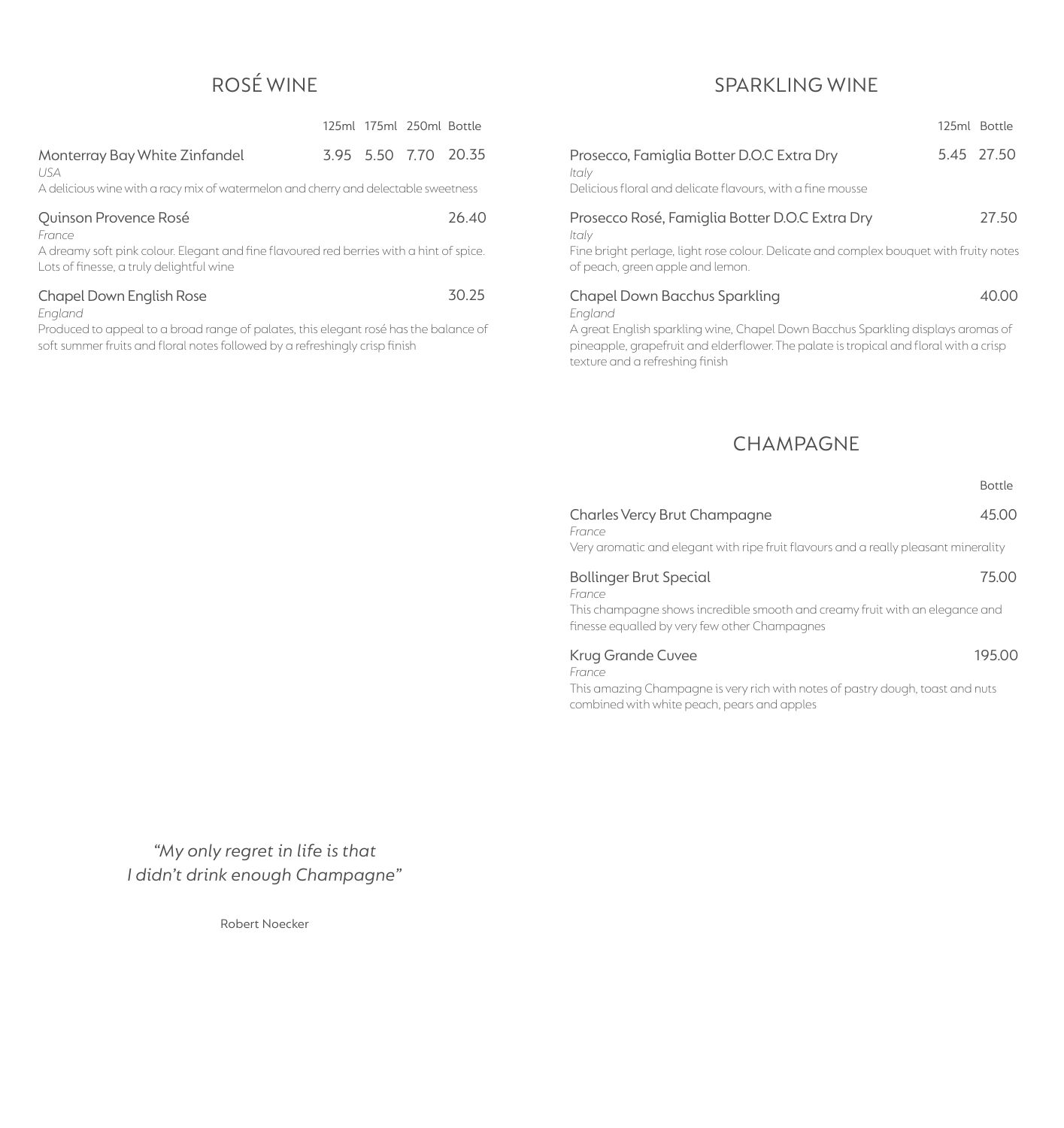## ROSÉ WINE

| | 125ml | 175ml | 250ml | Bottle |
|---|---|---|---|---|
| Monterray Bay White Zinfandel | 3.95 | 5.50 | 7.70 | 20.35 |

*USA*

A delicious wine with a racy mix of watermelon and cherry and delectable sweetness

| | Bottle |
|---|---|
| Quinson Provence Rosé | 26.40 |

*France*

A dreamy soft pink colour. Elegant and fine flavoured red berries with a hint of spice. Lots of finesse, a truly delightful wine

| | Bottle |
|---|---|
| Chapel Down English Rose | 30.25 |

*England*

Produced to appeal to a broad range of palates, this elegant rosé has the balance of soft summer fruits and floral notes followed by a refreshingly crisp finish

*"My only regret in life is that*
*I didn't drink enough Champagne"*

Robert Noecker

## SPARKLING WINE

| | 125ml | Bottle |
|---|---|---|
| Prosecco, Famiglia Botter D.O.C Extra Dry | 5.45 | 27.50 |

*Italy*

Delicious floral and delicate flavours, with a fine mousse

| | Bottle |
|---|---|
| Prosecco Rosé, Famiglia Botter D.O.C Extra Dry | 27.50 |

*Italy*

Fine bright perlage, light rose colour. Delicate and complex bouquet with fruity notes of peach, green apple and lemon.

| | Bottle |
|---|---|
| Chapel Down Bacchus Sparkling | 40.00 |

*England*

A great English sparkling wine, Chapel Down Bacchus Sparkling displays aromas of pineapple, grapefruit and elderflower. The palate is tropical and floral with a crisp texture and a refreshing finish

## CHAMPAGNE

| | Bottle |
|---|---|
| Charles Vercy Brut Champagne | 45.00 |

*France*

Very aromatic and elegant with ripe fruit flavours and a really pleasant minerality

| | Bottle |
|---|---|
| Bollinger Brut Special | 75.00 |

*France*

This champagne shows incredible smooth and creamy fruit with an elegance and finesse equalled by very few other Champagnes

| | Bottle |
|---|---|
| Krug Grande Cuvee | 195.00 |

*France*

This amazing Champagne is very rich with notes of pastry dough, toast and nuts combined with white peach, pears and apples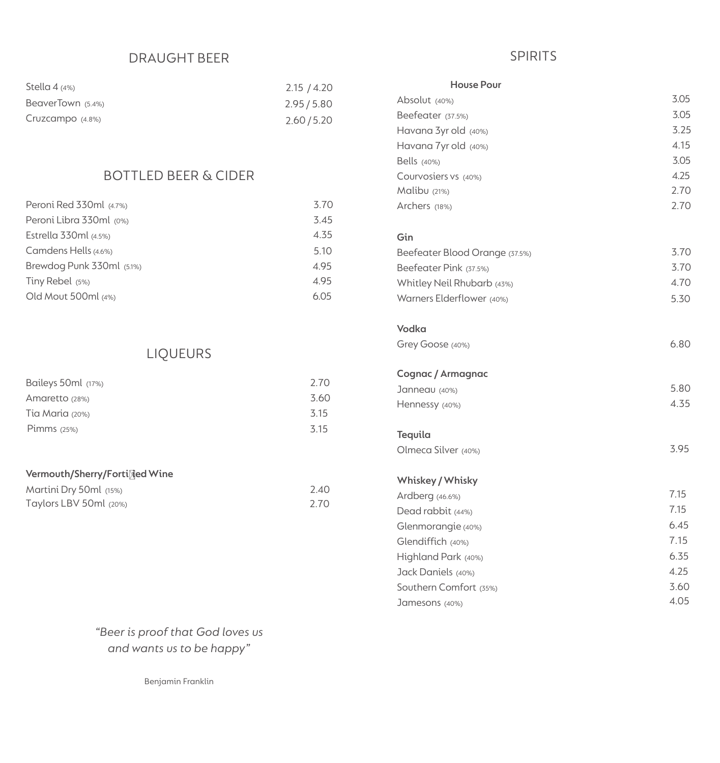## DRAUGHT BEER

| | |
|---|---|
| Stella 4 (4%) | 2.15 / 4.20 |
| BeaverTown (5.4%) | 2.95 / 5.80 |
| Cruzcampo (4.8%) | 2.60 / 5.20 |

## BOTTLED BEER & CIDER

| | |
|---|---|
| Peroni Red 330ml (4.7%) | 3.70 |
| Peroni Libra 330ml (0%) | 3.45 |
| Estrella 330ml (4.5%) | 4.35 |
| Camdens Hells (4.6%) | 5.10 |
| Brewdog Punk 330ml (5.1%) | 4.95 |
| Tiny Rebel (5%) | 4.95 |
| Old Mout 500ml (4%) | 6.05 |

## LIQUEURS

| | |
|---|---|
| Baileys 50ml (17%) | 2.70 |
| Amaretto (28%) | 3.60 |
| Tia Maria (20%) | 3.15 |
| Pimms (25%) | 3.15 |

**Vermouth/Sherry/Fortified Wine**

| | |
|---|---|
| Martini Dry 50ml (15%) | 2.40 |
| Taylors LBV 50ml (20%) | 2.70 |

*"Beer is proof that God loves us and wants us to be happy"*

Benjamin Franklin

## SPIRITS

**House Pour**

| | |
|---|---|
| Absolut (40%) | 3.05 |
| Beefeater (37.5%) | 3.05 |
| Havana 3yr old (40%) | 3.25 |
| Havana 7yr old (40%) | 4.15 |
| Bells (40%) | 3.05 |
| Courvosiers vs (40%) | 4.25 |
| Malibu (21%) | 2.70 |
| Archers (18%) | 2.70 |

**Gin**

| | |
|---|---|
| Beefeater Blood Orange (37.5%) | 3.70 |
| Beefeater Pink (37.5%) | 3.70 |
| Whitley Neil Rhubarb (43%) | 4.70 |
| Warners Elderflower (40%) | 5.30 |

**Vodka**

| | |
|---|---|
| Grey Goose (40%) | 6.80 |

**Cognac / Armagnac**

| | |
|---|---|
| Janneau (40%) | 5.80 |
| Hennessy (40%) | 4.35 |

**Tequila**

| | |
|---|---|
| Olmeca Silver (40%) | 3.95 |

**Whiskey / Whisky**

| | |
|---|---|
| Ardberg (46.6%) | 7.15 |
| Dead rabbit (44%) | 7.15 |
| Glenmorangie (40%) | 6.45 |
| Glendiffich (40%) | 7.15 |
| Highland Park (40%) | 6.35 |
| Jack Daniels (40%) | 4.25 |
| Southern Comfort (35%) | 3.60 |
| Jamesons (40%) | 4.05 |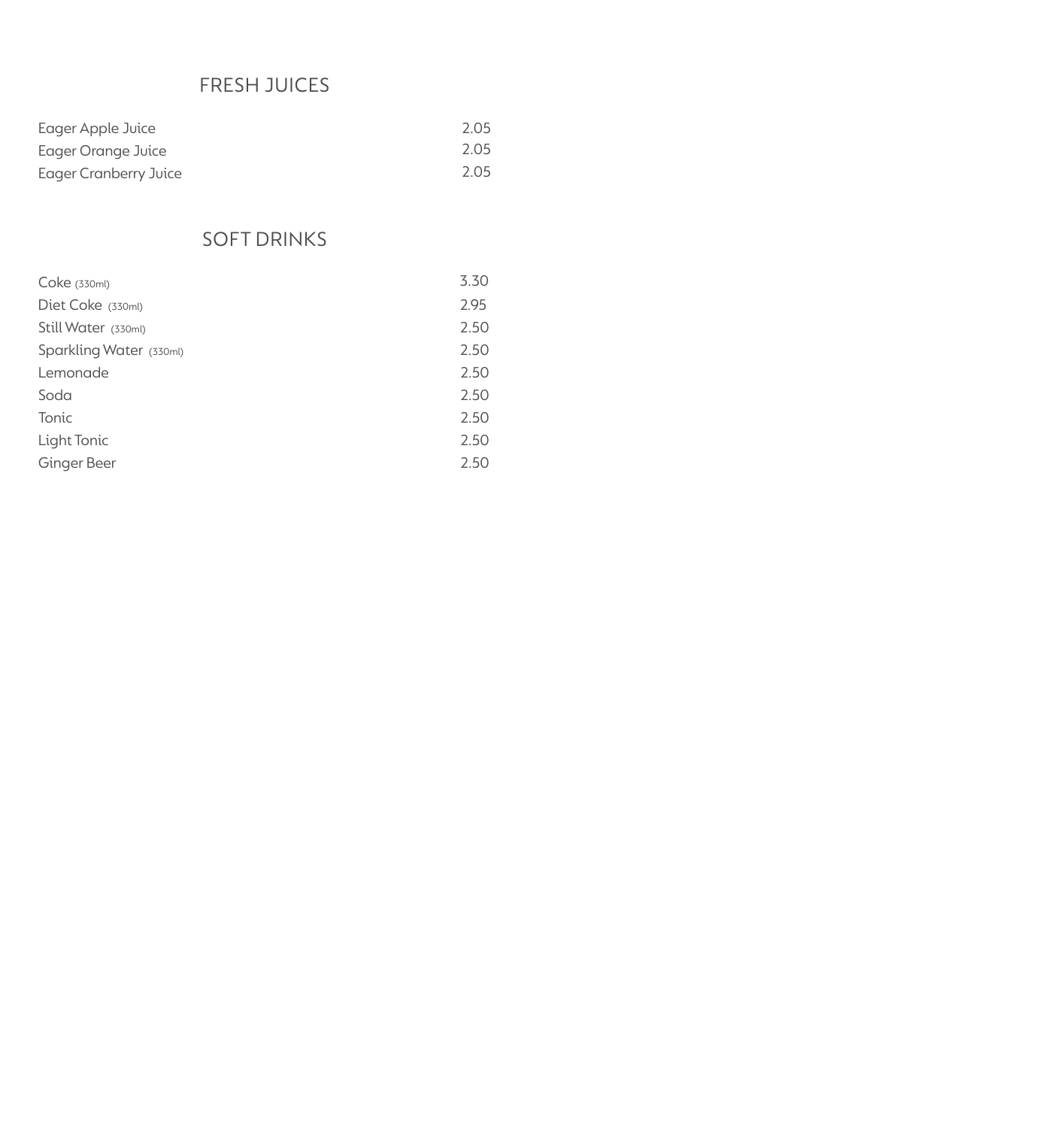## FRESH JUICES

| | |
|---|---|
| Eager Apple Juice | 2.05 |
| Eager Orange Juice | 2.05 |
| Eager Cranberry Juice | 2.05 |

## SOFT DRINKS

| | |
|---|---|
| Coke (330ml) | 3.30 |
| Diet Coke (330ml) | 2.95 |
| Still Water (330ml) | 2.50 |
| Sparkling Water (330ml) | 2.50 |
| Lemonade | 2.50 |
| Soda | 2.50 |
| Tonic | 2.50 |
| Light Tonic | 2.50 |
| Ginger Beer | 2.50 |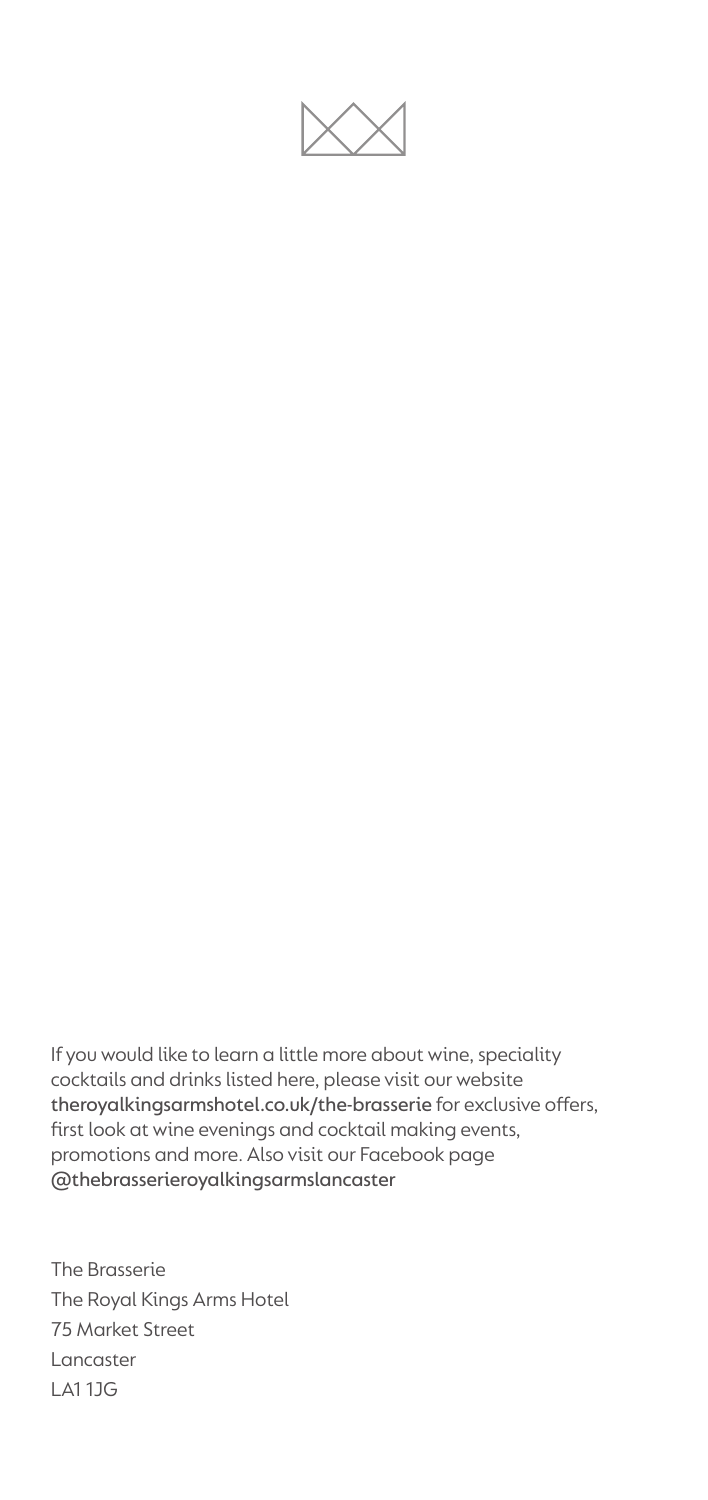If you would like to learn a little more about wine, speciality cocktails and drinks listed here, please visit our website theroyalkingsarmshotel.co.uk/the-brasserie for exclusive offers, first look at wine evenings and cocktail making events, promotions and more. Also visit our Facebook page @thebrasserieroyalkingsarmslancaster

The Brasserie
The Royal Kings Arms Hotel
75 Market Street
Lancaster
LA1 1JG